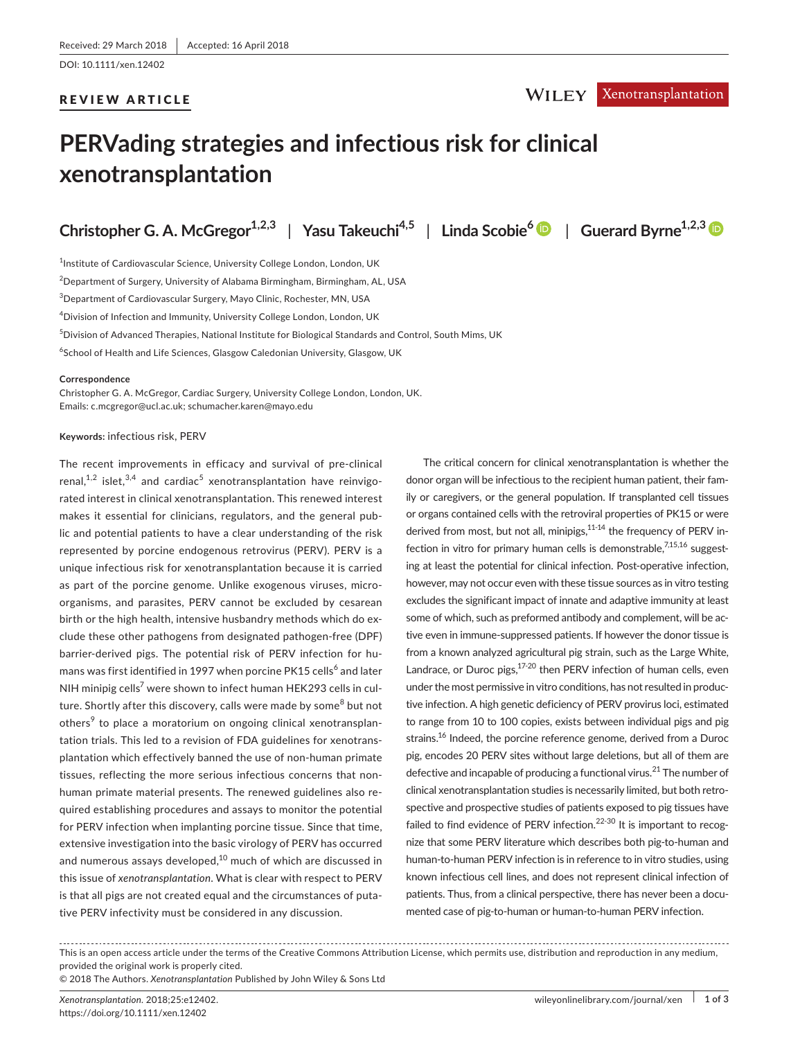Received: 29 March 2018 | Accepted: 16 April 2018

DOI: 10.1111/xen.12402

REVIEW ARTICLE

# PERVading strategies and infectious risk for clinical xenotransplantation

**Christopher G. A. McGregor**[1,2,3] | **Yasu Takeuchi**[4,5] | **Linda Scobie**[6] | **Guerard Byrne**[1,2,3]

[1]Institute of Cardiovascular Science, University College London, London, UK

[2]Department of Surgery, University of Alabama Birmingham, Birmingham, AL, USA

[3]Department of Cardiovascular Surgery, Mayo Clinic, Rochester, MN, USA

[4]Division of Infection and Immunity, University College London, London, UK

[5]Division of Advanced Therapies, National Institute for Biological Standards and Control, South Mims, UK

[6]School of Health and Life Sciences, Glasgow Caledonian University, Glasgow, UK

**Correspondence**

Christopher G. A. McGregor, Cardiac Surgery, University College London, London, UK.
Emails: c.mcgregor@ucl.ac.uk; schumacher.karen@mayo.edu

**Keywords:** infectious risk, PERV

The recent improvements in efficacy and survival of pre-clinical renal,[1,2] islet,[3,4] and cardiac[5] xenotransplantation have reinvigorated interest in clinical xenotransplantation. This renewed interest makes it essential for clinicians, regulators, and the general public and potential patients to have a clear understanding of the risk represented by porcine endogenous retrovirus (PERV). PERV is a unique infectious risk for xenotransplantation because it is carried as part of the porcine genome. Unlike exogenous viruses, microorganisms, and parasites, PERV cannot be excluded by cesarean birth or the high health, intensive husbandry methods which do exclude these other pathogens from designated pathogen-free (DPF) barrier-derived pigs. The potential risk of PERV infection for humans was first identified in 1997 when porcine PK15 cells[6] and later NIH minipig cells[7] were shown to infect human HEK293 cells in culture. Shortly after this discovery, calls were made by some[8] but not others[9] to place a moratorium on ongoing clinical xenotransplantation trials. This led to a revision of FDA guidelines for xenotransplantation which effectively banned the use of non-human primate tissues, reflecting the more serious infectious concerns that non-human primate material presents. The renewed guidelines also required establishing procedures and assays to monitor the potential for PERV infection when implanting porcine tissue. Since that time, extensive investigation into the basic virology of PERV has occurred and numerous assays developed,[10] much of which are discussed in this issue of *xenotransplantation*. What is clear with respect to PERV is that all pigs are not created equal and the circumstances of putative PERV infectivity must be considered in any discussion.

The critical concern for clinical xenotransplantation is whether the donor organ will be infectious to the recipient human patient, their family or caregivers, or the general population. If transplanted cell tissues or organs contained cells with the retroviral properties of PK15 or were derived from most, but not all, minipigs,[11-14] the frequency of PERV infection in vitro for primary human cells is demonstrable,[7,15,16] suggesting at least the potential for clinical infection. Post-operative infection, however, may not occur even with these tissue sources as in vitro testing excludes the significant impact of innate and adaptive immunity at least some of which, such as preformed antibody and complement, will be active even in immune-suppressed patients. If however the donor tissue is from a known analyzed agricultural pig strain, such as the Large White, Landrace, or Duroc pigs,[17-20] then PERV infection of human cells, even under the most permissive in vitro conditions, has not resulted in productive infection. A high genetic deficiency of PERV provirus loci, estimated to range from 10 to 100 copies, exists between individual pigs and pig strains.[16] Indeed, the porcine reference genome, derived from a Duroc pig, encodes 20 PERV sites without large deletions, but all of them are defective and incapable of producing a functional virus.[21] The number of clinical xenotransplantation studies is necessarily limited, but both retrospective and prospective studies of patients exposed to pig tissues have failed to find evidence of PERV infection.[22-30] It is important to recognize that some PERV literature which describes both pig-to-human and human-to-human PERV infection is in reference to in vitro studies, using known infectious cell lines, and does not represent clinical infection of patients. Thus, from a clinical perspective, there has never been a documented case of pig-to-human or human-to-human PERV infection.

This is an open access article under the terms of the Creative Commons Attribution License, which permits use, distribution and reproduction in any medium, provided the original work is properly cited.
© 2018 The Authors. *Xenotransplantation* Published by John Wiley & Sons Ltd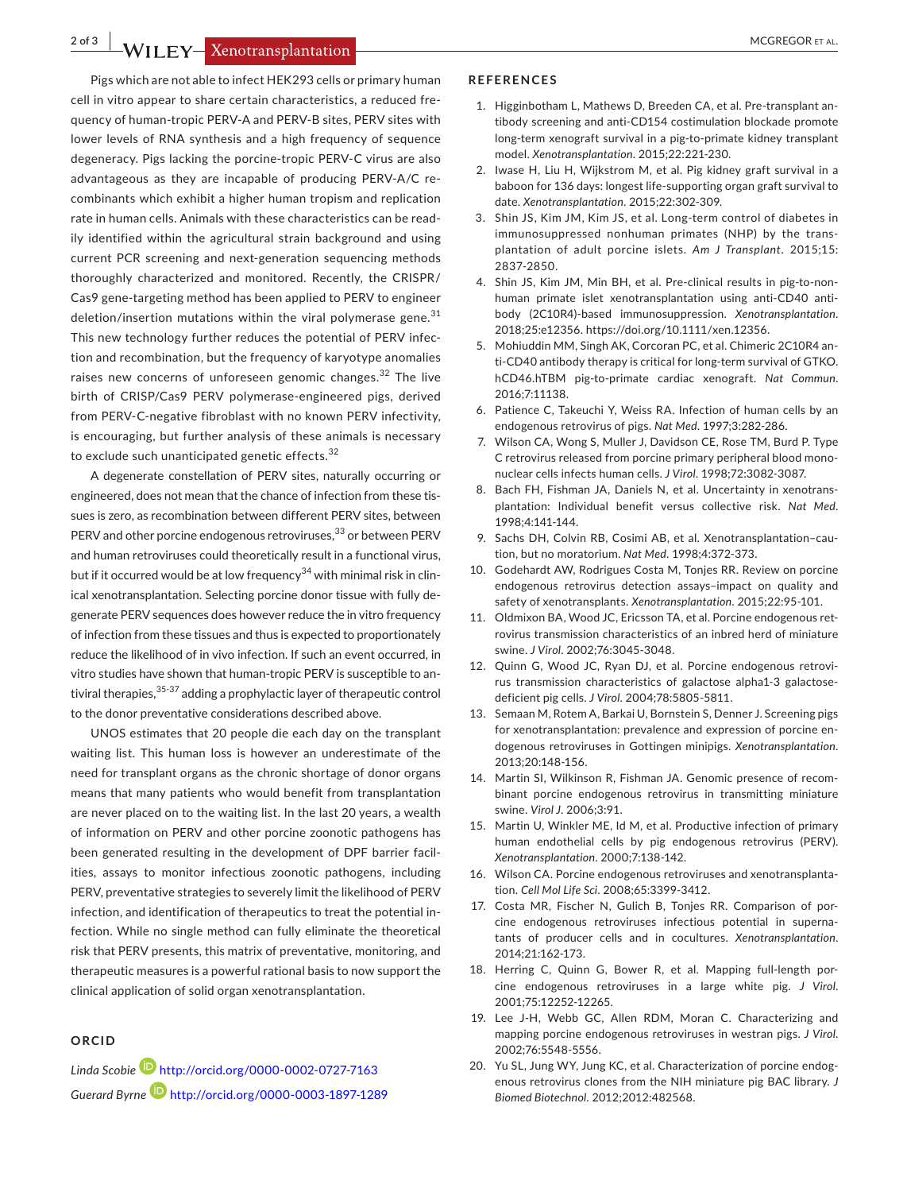Pigs which are not able to infect HEK293 cells or primary human cell in vitro appear to share certain characteristics, a reduced frequency of human-tropic PERV-A and PERV-B sites, PERV sites with lower levels of RNA synthesis and a high frequency of sequence degeneracy. Pigs lacking the porcine-tropic PERV-C virus are also advantageous as they are incapable of producing PERV-A/C recombinants which exhibit a higher human tropism and replication rate in human cells. Animals with these characteristics can be readily identified within the agricultural strain background and using current PCR screening and next-generation sequencing methods thoroughly characterized and monitored. Recently, the CRISPR/Cas9 gene-targeting method has been applied to PERV to engineer deletion/insertion mutations within the viral polymerase gene.[31] This new technology further reduces the potential of PERV infection and recombination, but the frequency of karyotype anomalies raises new concerns of unforeseen genomic changes.[32] The live birth of CRISP/Cas9 PERV polymerase-engineered pigs, derived from PERV-C-negative fibroblast with no known PERV infectivity, is encouraging, but further analysis of these animals is necessary to exclude such unanticipated genetic effects.[32]

A degenerate constellation of PERV sites, naturally occurring or engineered, does not mean that the chance of infection from these tissues is zero, as recombination between different PERV sites, between PERV and other porcine endogenous retroviruses,[33] or between PERV and human retroviruses could theoretically result in a functional virus, but if it occurred would be at low frequency[34] with minimal risk in clinical xenotransplantation. Selecting porcine donor tissue with fully degenerate PERV sequences does however reduce the in vitro frequency of infection from these tissues and thus is expected to proportionately reduce the likelihood of in vivo infection. If such an event occurred, in vitro studies have shown that human-tropic PERV is susceptible to antiviral therapies,[35-37] adding a prophylactic layer of therapeutic control to the donor preventative considerations described above.

UNOS estimates that 20 people die each day on the transplant waiting list. This human loss is however an underestimate of the need for transplant organs as the chronic shortage of donor organs means that many patients who would benefit from transplantation are never placed on to the waiting list. In the last 20 years, a wealth of information on PERV and other porcine zoonotic pathogens has been generated resulting in the development of DPF barrier facilities, assays to monitor infectious zoonotic pathogens, including PERV, preventative strategies to severely limit the likelihood of PERV infection, and identification of therapeutics to treat the potential infection. While no single method can fully eliminate the theoretical risk that PERV presents, this matrix of preventative, monitoring, and therapeutic measures is a powerful rational basis to now support the clinical application of solid organ xenotransplantation.

## ORCID

*Linda Scobie* http://orcid.org/0000-0002-0727-7163

*Guerard Byrne* http://orcid.org/0000-0003-1897-1289

## REFERENCES

1. Higginbotham L, Mathews D, Breeden CA, et al. Pre-transplant antibody screening and anti-CD154 costimulation blockade promote long-term xenograft survival in a pig-to-primate kidney transplant model. *Xenotransplantation*. 2015;22:221-230.
2. Iwase H, Liu H, Wijkstrom M, et al. Pig kidney graft survival in a baboon for 136 days: longest life-supporting organ graft survival to date. *Xenotransplantation*. 2015;22:302-309.
3. Shin JS, Kim JM, Kim JS, et al. Long-term control of diabetes in immunosuppressed nonhuman primates (NHP) by the transplantation of adult porcine islets. *Am J Transplant*. 2015;15:2837-2850.
4. Shin JS, Kim JM, Min BH, et al. Pre-clinical results in pig-to-non-human primate islet xenotransplantation using anti-CD40 antibody (2C10R4)-based immunosuppression. *Xenotransplantation*. 2018;25:e12356. https://doi.org/10.1111/xen.12356.
5. Mohiuddin MM, Singh AK, Corcoran PC, et al. Chimeric 2C10R4 anti-CD40 antibody therapy is critical for long-term survival of GTKO.hCD46.hTBM pig-to-primate cardiac xenograft. *Nat Commun*. 2016;7:11138.
6. Patience C, Takeuchi Y, Weiss RA. Infection of human cells by an endogenous retrovirus of pigs. *Nat Med*. 1997;3:282-286.
7. Wilson CA, Wong S, Muller J, Davidson CE, Rose TM, Burd P. Type C retrovirus released from porcine primary peripheral blood mononuclear cells infects human cells. *J Virol*. 1998;72:3082-3087.
8. Bach FH, Fishman JA, Daniels N, et al. Uncertainty in xenotransplantation: Individual benefit versus collective risk. *Nat Med*. 1998;4:141-144.
9. Sachs DH, Colvin RB, Cosimi AB, et al. Xenotransplantation–caution, but no moratorium. *Nat Med*. 1998;4:372-373.
10. Godehardt AW, Rodrigues Costa M, Tonjes RR. Review on porcine endogenous retrovirus detection assays–impact on quality and safety of xenotransplants. *Xenotransplantation*. 2015;22:95-101.
11. Oldmixon BA, Wood JC, Ericsson TA, et al. Porcine endogenous retrovirus transmission characteristics of an inbred herd of miniature swine. *J Virol*. 2002;76:3045-3048.
12. Quinn G, Wood JC, Ryan DJ, et al. Porcine endogenous retrovirus transmission characteristics of galactose alpha1-3 galactose-deficient pig cells. *J Virol*. 2004;78:5805-5811.
13. Semaan M, Rotem A, Barkai U, Bornstein S, Denner J. Screening pigs for xenotransplantation: prevalence and expression of porcine endogenous retroviruses in Gottingen minipigs. *Xenotransplantation*. 2013;20:148-156.
14. Martin SI, Wilkinson R, Fishman JA. Genomic presence of recombinant porcine endogenous retrovirus in transmitting miniature swine. *Virol J*. 2006;3:91.
15. Martin U, Winkler ME, Id M, et al. Productive infection of primary human endothelial cells by pig endogenous retrovirus (PERV). *Xenotransplantation*. 2000;7:138-142.
16. Wilson CA. Porcine endogenous retroviruses and xenotransplantation. *Cell Mol Life Sci*. 2008;65:3399-3412.
17. Costa MR, Fischer N, Gulich B, Tonjes RR. Comparison of porcine endogenous retroviruses infectious potential in supernatants of producer cells and in cocultures. *Xenotransplantation*. 2014;21:162-173.
18. Herring C, Quinn G, Bower R, et al. Mapping full-length porcine endogenous retroviruses in a large white pig. *J Virol*. 2001;75:12252-12265.
19. Lee J-H, Webb GC, Allen RDM, Moran C. Characterizing and mapping porcine endogenous retroviruses in westran pigs. *J Virol*. 2002;76:5548-5556.
20. Yu SL, Jung WY, Jung KC, et al. Characterization of porcine endogenous retrovirus clones from the NIH miniature pig BAC library. *J Biomed Biotechnol*. 2012;2012:482568.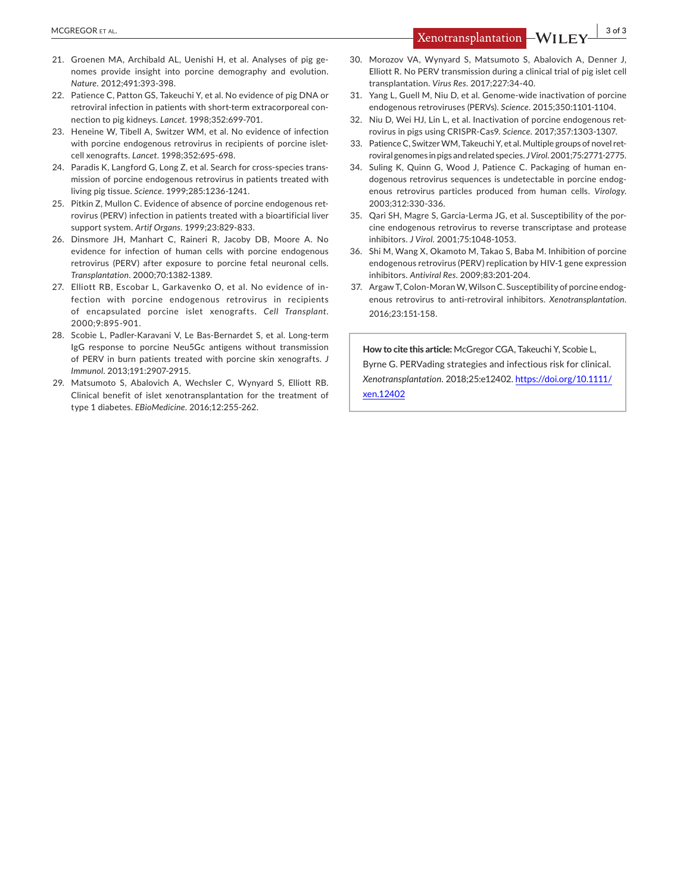21. Groenen MA, Archibald AL, Uenishi H, et al. Analyses of pig genomes provide insight into porcine demography and evolution. *Nature*. 2012;491:393-398.
22. Patience C, Patton GS, Takeuchi Y, et al. No evidence of pig DNA or retroviral infection in patients with short-term extracorporeal connection to pig kidneys. *Lancet*. 1998;352:699-701.
23. Heneine W, Tibell A, Switzer WM, et al. No evidence of infection with porcine endogenous retrovirus in recipients of porcine islet-cell xenografts. *Lancet*. 1998;352:695-698.
24. Paradis K, Langford G, Long Z, et al. Search for cross-species transmission of porcine endogenous retrovirus in patients treated with living pig tissue. *Science*. 1999;285:1236-1241.
25. Pitkin Z, Mullon C. Evidence of absence of porcine endogenous retrovirus (PERV) infection in patients treated with a bioartificial liver support system. *Artif Organs*. 1999;23:829-833.
26. Dinsmore JH, Manhart C, Raineri R, Jacoby DB, Moore A. No evidence for infection of human cells with porcine endogenous retrovirus (PERV) after exposure to porcine fetal neuronal cells. *Transplantation*. 2000;70:1382-1389.
27. Elliott RB, Escobar L, Garkavenko O, et al. No evidence of infection with porcine endogenous retrovirus in recipients of encapsulated porcine islet xenografts. *Cell Transplant*. 2000;9:895-901.
28. Scobie L, Padler-Karavani V, Le Bas-Bernardet S, et al. Long-term IgG response to porcine Neu5Gc antigens without transmission of PERV in burn patients treated with porcine skin xenografts. *J Immunol*. 2013;191:2907-2915.
29. Matsumoto S, Abalovich A, Wechsler C, Wynyard S, Elliott RB. Clinical benefit of islet xenotransplantation for the treatment of type 1 diabetes. *EBioMedicine*. 2016;12:255-262.
30. Morozov VA, Wynyard S, Matsumoto S, Abalovich A, Denner J, Elliott R. No PERV transmission during a clinical trial of pig islet cell transplantation. *Virus Res*. 2017;227:34-40.
31. Yang L, Guell M, Niu D, et al. Genome-wide inactivation of porcine endogenous retroviruses (PERVs). *Science*. 2015;350:1101-1104.
32. Niu D, Wei HJ, Lin L, et al. Inactivation of porcine endogenous retrovirus in pigs using CRISPR-Cas9. *Science*. 2017;357:1303-1307.
33. Patience C, Switzer WM, Takeuchi Y, et al. Multiple groups of novel retroviral genomes in pigs and related species. *J Virol*. 2001;75:2771-2775.
34. Suling K, Quinn G, Wood J, Patience C. Packaging of human endogenous retrovirus sequences is undetectable in porcine endogenous retrovirus particles produced from human cells. *Virology*. 2003;312:330-336.
35. Qari SH, Magre S, Garcia-Lerma JG, et al. Susceptibility of the porcine endogenous retrovirus to reverse transcriptase and protease inhibitors. *J Virol*. 2001;75:1048-1053.
36. Shi M, Wang X, Okamoto M, Takao S, Baba M. Inhibition of porcine endogenous retrovirus (PERV) replication by HIV-1 gene expression inhibitors. *Antiviral Res*. 2009;83:201-204.
37. Argaw T, Colon-Moran W, Wilson C. Susceptibility of porcine endogenous retrovirus to anti-retroviral inhibitors. *Xenotransplantation*. 2016;23:151-158.

**How to cite this article:** McGregor CGA, Takeuchi Y, Scobie L, Byrne G. PERVading strategies and infectious risk for clinical. *Xenotransplantation*. 2018;25:e12402. https://doi.org/10.1111/xen.12402